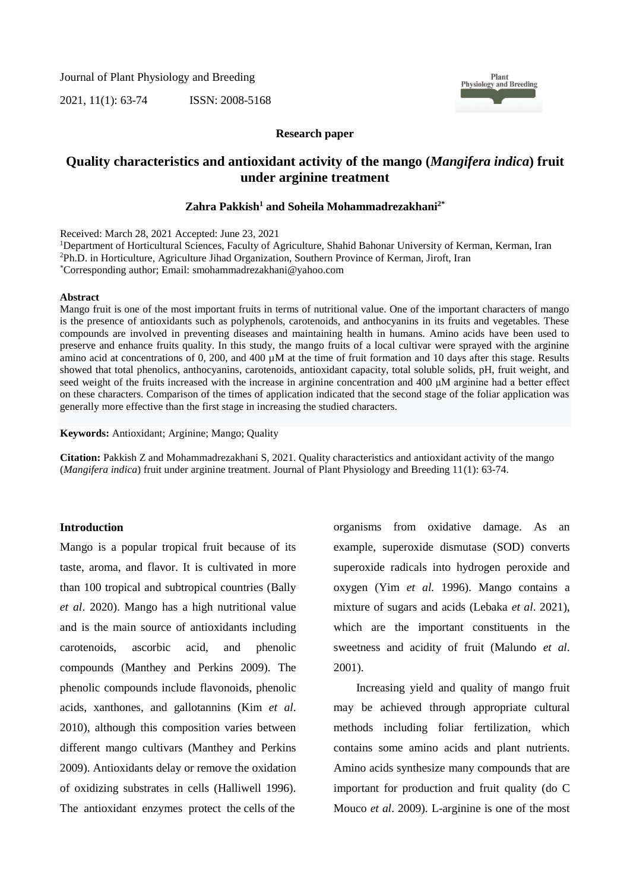Journal of Plant Physiology and Breeding

2021, 11(1): 63-74 ISSN: 2008-5168

**Research paper**

# Quality characteristics and antioxidant activity of the mango (*Mangifera indica*) fruit under arginine treatment

**Zahra Pakkish[1] and Soheila Mohammadrezakhani[2*]**

Received: March 28, 2021 Accepted: June 23, 2021

[1]Department of Horticultural Sciences, Faculty of Agriculture, Shahid Bahonar University of Kerman, Kerman, Iran

[2]Ph.D. in Horticulture, Agriculture Jihad Organization, Southern Province of Kerman, Jiroft, Iran

[*]Corresponding author; Email: smohammadrezakhani@yahoo.com

## Abstract

Mango fruit is one of the most important fruits in terms of nutritional value. One of the important characters of mango is the presence of antioxidants such as polyphenols, carotenoids, and anthocyanins in its fruits and vegetables. These compounds are involved in preventing diseases and maintaining health in humans. Amino acids have been used to preserve and enhance fruits quality. In this study, the mango fruits of a local cultivar were sprayed with the arginine amino acid at concentrations of 0, 200, and 400 µM at the time of fruit formation and 10 days after this stage. Results showed that total phenolics, anthocyanins, carotenoids, antioxidant capacity, total soluble solids, pH, fruit weight, and seed weight of the fruits increased with the increase in arginine concentration and 400 µM arginine had a better effect on these characters. Comparison of the times of application indicated that the second stage of the foliar application was generally more effective than the first stage in increasing the studied characters.

**Keywords:** Antioxidant; Arginine; Mango; Quality

**Citation:** Pakkish Z and Mohammadrezakhani S, 2021. Quality characteristics and antioxidant activity of the mango (*Mangifera indica*) fruit under arginine treatment. Journal of Plant Physiology and Breeding 11(1): 63-74.

## Introduction

Mango is a popular tropical fruit because of its taste, aroma, and flavor. It is cultivated in more than 100 tropical and subtropical countries (Bally *et al*. 2020). Mango has a high nutritional value and is the main source of antioxidants including carotenoids, ascorbic acid, and phenolic compounds (Manthey and Perkins 2009). The phenolic compounds include flavonoids, phenolic acids, xanthones, and gallotannins (Kim *et al*. 2010), although this composition varies between different mango cultivars (Manthey and Perkins 2009). Antioxidants delay or remove the oxidation of oxidizing substrates in cells (Halliwell 1996). The antioxidant enzymes protect the cells of the organisms from oxidative damage. As an example, superoxide dismutase (SOD) converts superoxide radicals into hydrogen peroxide and oxygen (Yim *et al.* 1996). Mango contains a mixture of sugars and acids (Lebaka *et al*. 2021), which are the important constituents in the sweetness and acidity of fruit (Malundo *et al*. 2001).

Increasing yield and quality of mango fruit may be achieved through appropriate cultural methods including foliar fertilization, which contains some amino acids and plant nutrients. Amino acids synthesize many compounds that are important for production and fruit quality (do C Mouco *et al*. 2009). L-arginine is one of the most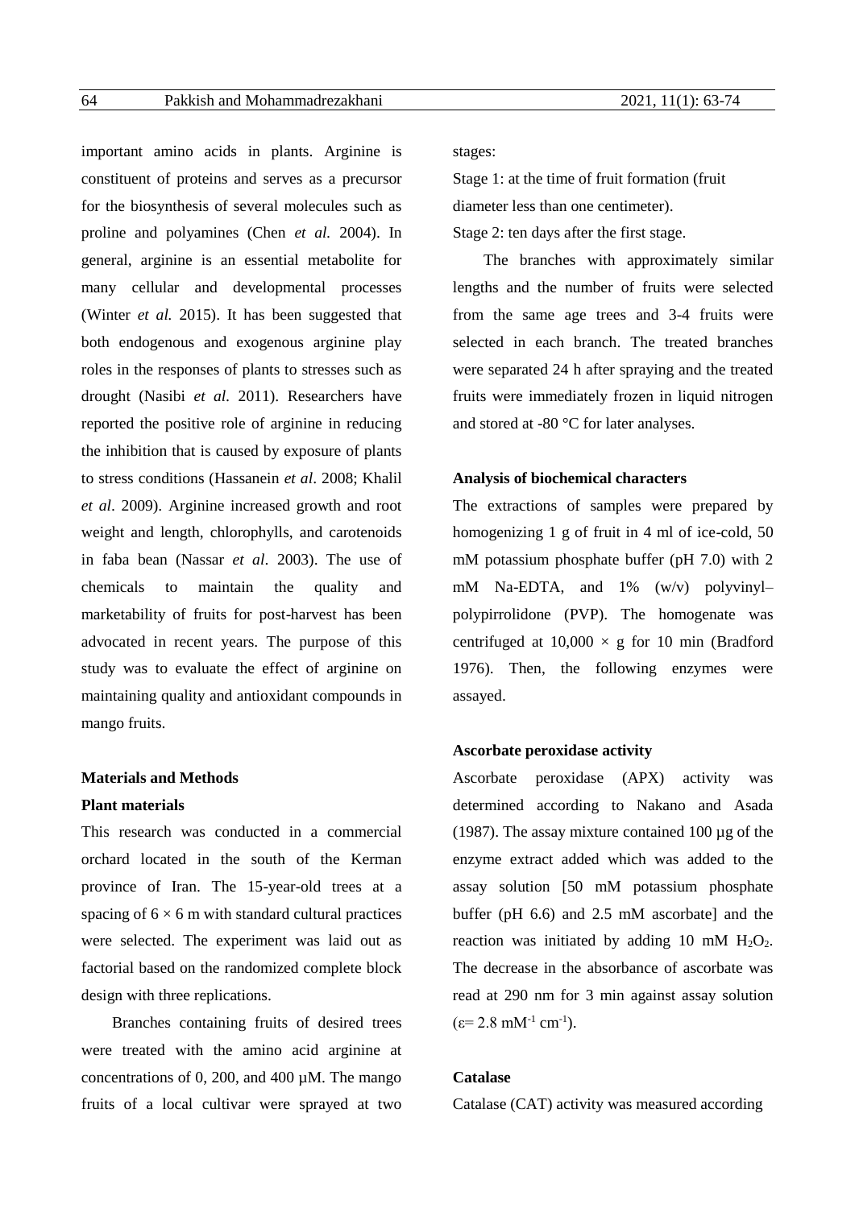important amino acids in plants. Arginine is constituent of proteins and serves as a precursor for the biosynthesis of several molecules such as proline and polyamines (Chen *et al.* 2004). In general, arginine is an essential metabolite for many cellular and developmental processes (Winter *et al.* 2015). It has been suggested that both endogenous and exogenous arginine play roles in the responses of plants to stresses such as drought (Nasibi *et al*. 2011). Researchers have reported the positive role of arginine in reducing the inhibition that is caused by exposure of plants to stress conditions (Hassanein *et al*. 2008; Khalil *et al*. 2009). Arginine increased growth and root weight and length, chlorophylls, and carotenoids in faba bean (Nassar *et al*. 2003). The use of chemicals to maintain the quality and marketability of fruits for post-harvest has been advocated in recent years. The purpose of this study was to evaluate the effect of arginine on maintaining quality and antioxidant compounds in mango fruits.

## Materials and Methods

### Plant materials

This research was conducted in a commercial orchard located in the south of the Kerman province of Iran. The 15-year-old trees at a spacing of $6 \times 6$ m with standard cultural practices were selected. The experiment was laid out as factorial based on the randomized complete block design with three replications.

Branches containing fruits of desired trees were treated with the amino acid arginine at concentrations of 0, 200, and 400 µM. The mango fruits of a local cultivar were sprayed at two stages:

Stage 1: at the time of fruit formation (fruit diameter less than one centimeter).

Stage 2: ten days after the first stage.

The branches with approximately similar lengths and the number of fruits were selected from the same age trees and 3-4 fruits were selected in each branch. The treated branches were separated 24 h after spraying and the treated fruits were immediately frozen in liquid nitrogen and stored at -80 °C for later analyses.

### Analysis of biochemical characters

The extractions of samples were prepared by homogenizing 1 g of fruit in 4 ml of ice-cold, 50 mM potassium phosphate buffer (pH 7.0) with 2 mM Na-EDTA, and 1% (w/v) polyvinyl–polypirrolidone (PVP). The homogenate was centrifuged at $10{,}000 \times$ g for 10 min (Bradford 1976). Then, the following enzymes were assayed.

### Ascorbate peroxidase activity

Ascorbate peroxidase (APX) activity was determined according to Nakano and Asada (1987). The assay mixture contained 100 µg of the enzyme extract added which was added to the assay solution [50 mM potassium phosphate buffer (pH 6.6) and 2.5 mM ascorbate] and the reaction was initiated by adding 10 mM $H_2O_2$. The decrease in the absorbance of ascorbate was read at 290 nm for 3 min against assay solution ($\varepsilon = 2.8$ mM$^{-1}$ cm$^{-1}$).

### Catalase

Catalase (CAT) activity was measured according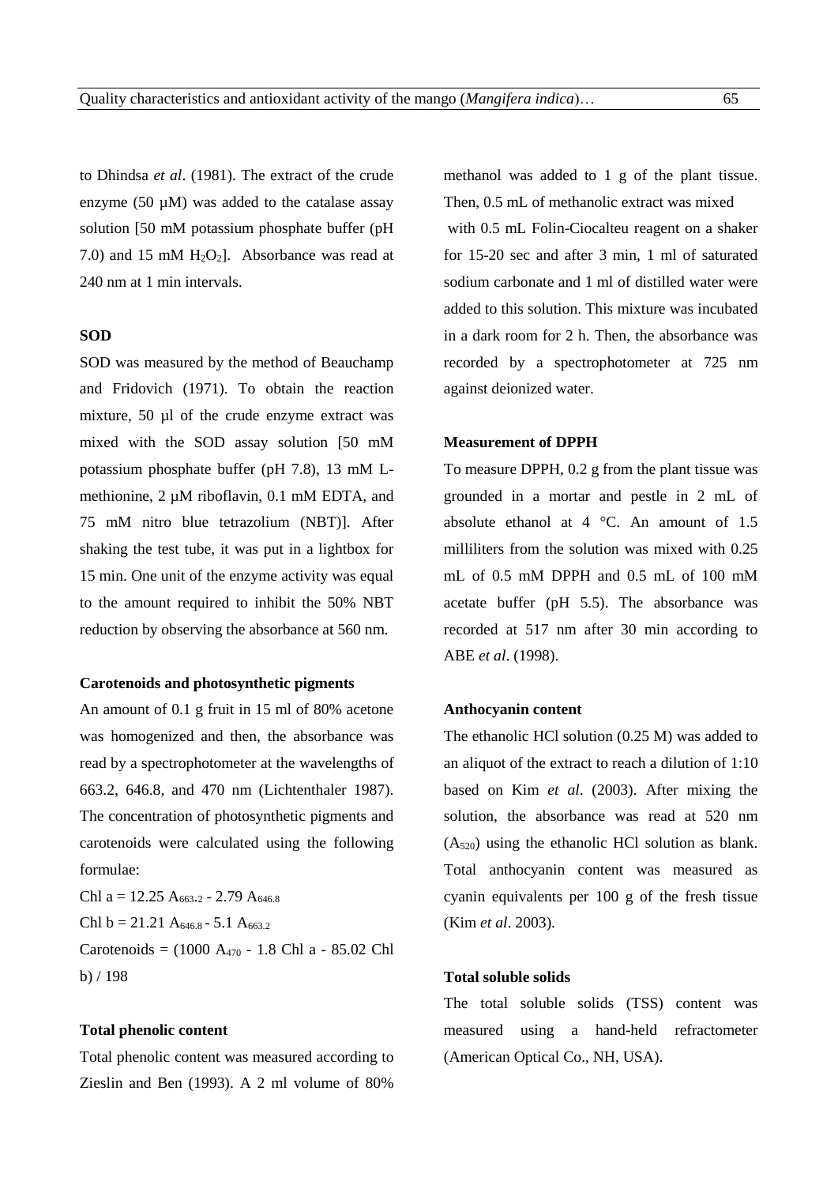to Dhindsa *et al*. (1981). The extract of the crude enzyme (50 µM) was added to the catalase assay solution [50 mM potassium phosphate buffer (pH 7.0) and 15 mM $H_2O_2$]. Absorbance was read at 240 nm at 1 min intervals.

#### SOD

SOD was measured by the method of Beauchamp and Fridovich (1971). To obtain the reaction mixture, 50 µl of the crude enzyme extract was mixed with the SOD assay solution [50 mM potassium phosphate buffer (pH 7.8), 13 mM L-methionine, 2 µM riboflavin, 0.1 mM EDTA, and 75 mM nitro blue tetrazolium (NBT)]. After shaking the test tube, it was put in a lightbox for 15 min. One unit of the enzyme activity was equal to the amount required to inhibit the 50% NBT reduction by observing the absorbance at 560 nm.

#### Carotenoids and photosynthetic pigments

An amount of 0.1 g fruit in 15 ml of 80% acetone was homogenized and then, the absorbance was read by a spectrophotometer at the wavelengths of 663.2, 646.8, and 470 nm (Lichtenthaler 1987). The concentration of photosynthetic pigments and carotenoids were calculated using the following formulae:

$$\text{Chl a} = 12.25\ A_{663.2} - 2.79\ A_{646.8}$$

$$\text{Chl b} = 21.21\ A_{646.8} - 5.1\ A_{663.2}$$

$$\text{Carotenoids} = (1000\ A_{470} - 1.8\ \text{Chl a} - 85.02\ \text{Chl b}) / 198$$

#### Total phenolic content

Total phenolic content was measured according to Zieslin and Ben (1993). A 2 ml volume of 80% methanol was added to 1 g of the plant tissue. Then, 0.5 mL of methanolic extract was mixed with 0.5 mL Folin-Ciocalteu reagent on a shaker for 15-20 sec and after 3 min, 1 ml of saturated sodium carbonate and 1 ml of distilled water were added to this solution. This mixture was incubated in a dark room for 2 h. Then, the absorbance was recorded by a spectrophotometer at 725 nm against deionized water.

#### Measurement of DPPH

To measure DPPH, 0.2 g from the plant tissue was grounded in a mortar and pestle in 2 mL of absolute ethanol at 4 °C. An amount of 1.5 milliliters from the solution was mixed with 0.25 mL of 0.5 mM DPPH and 0.5 mL of 100 mM acetate buffer (pH 5.5). The absorbance was recorded at 517 nm after 30 min according to ABE *et al*. (1998).

#### Anthocyanin content

The ethanolic HCl solution (0.25 M) was added to an aliquot of the extract to reach a dilution of 1:10 based on Kim *et al*. (2003). After mixing the solution, the absorbance was read at 520 nm ($A_{520}$) using the ethanolic HCl solution as blank. Total anthocyanin content was measured as cyanin equivalents per 100 g of the fresh tissue (Kim *et al*. 2003).

#### Total soluble solids

The total soluble solids (TSS) content was measured using a hand-held refractometer (American Optical Co., NH, USA).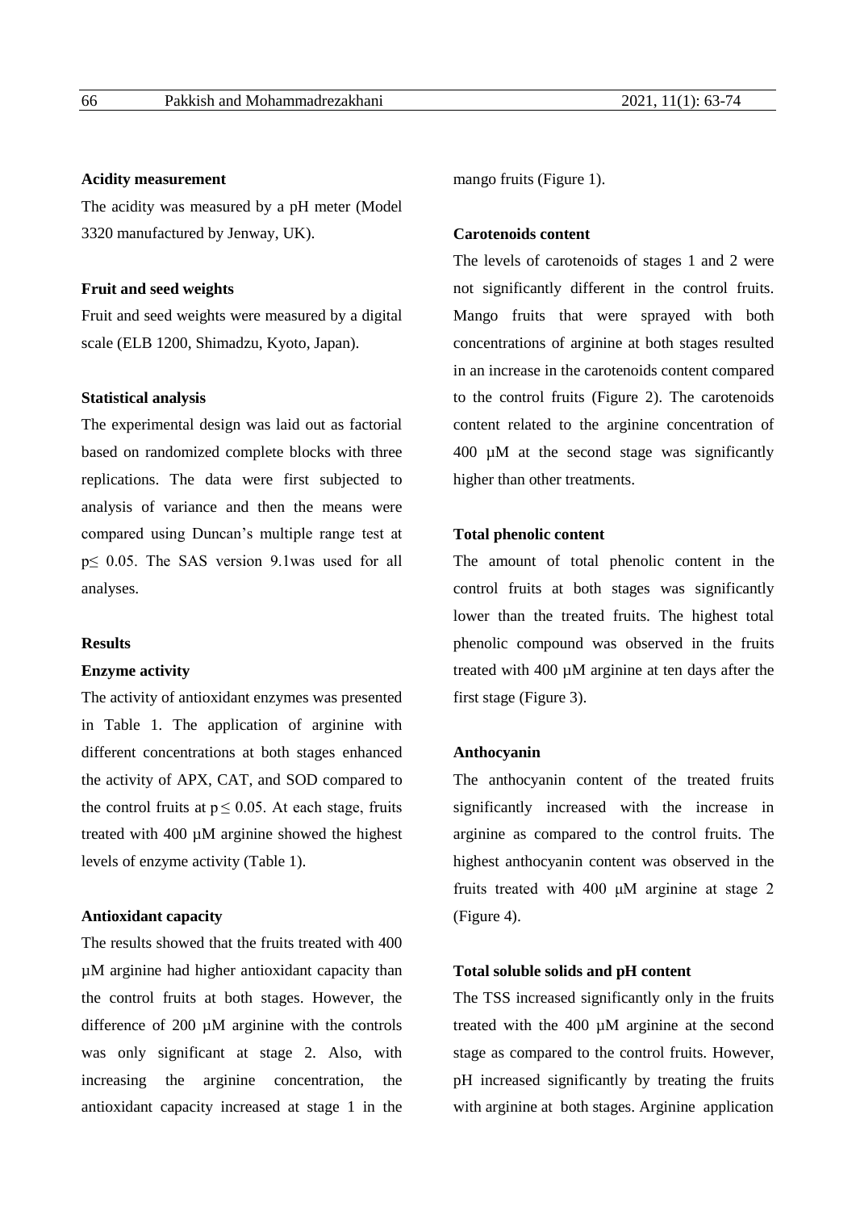### Acidity measurement

The acidity was measured by a pH meter (Model 3320 manufactured by Jenway, UK).

### Fruit and seed weights

Fruit and seed weights were measured by a digital scale (ELB 1200, Shimadzu, Kyoto, Japan).

### Statistical analysis

The experimental design was laid out as factorial based on randomized complete blocks with three replications. The data were first subjected to analysis of variance and then the means were compared using Duncan's multiple range test at $p \leq 0.05$. The SAS version 9.1was used for all analyses.

## Results

### Enzyme activity

The activity of antioxidant enzymes was presented in Table 1. The application of arginine with different concentrations at both stages enhanced the activity of APX, CAT, and SOD compared to the control fruits at $p \leq 0.05$. At each stage, fruits treated with 400 µM arginine showed the highest levels of enzyme activity (Table 1).

### Antioxidant capacity

The results showed that the fruits treated with 400 µM arginine had higher antioxidant capacity than the control fruits at both stages. However, the difference of 200 µM arginine with the controls was only significant at stage 2. Also, with increasing the arginine concentration, the antioxidant capacity increased at stage 1 in the mango fruits (Figure 1).

### Carotenoids content

The levels of carotenoids of stages 1 and 2 were not significantly different in the control fruits. Mango fruits that were sprayed with both concentrations of arginine at both stages resulted in an increase in the carotenoids content compared to the control fruits (Figure 2). The carotenoids content related to the arginine concentration of 400 µM at the second stage was significantly higher than other treatments.

### Total phenolic content

The amount of total phenolic content in the control fruits at both stages was significantly lower than the treated fruits. The highest total phenolic compound was observed in the fruits treated with 400 µM arginine at ten days after the first stage (Figure 3).

### Anthocyanin

The anthocyanin content of the treated fruits significantly increased with the increase in arginine as compared to the control fruits. The highest anthocyanin content was observed in the fruits treated with 400 μM arginine at stage 2 (Figure 4).

### Total soluble solids and pH content

The TSS increased significantly only in the fruits treated with the 400 µM arginine at the second stage as compared to the control fruits. However, pH increased significantly by treating the fruits with arginine at both stages. Arginine application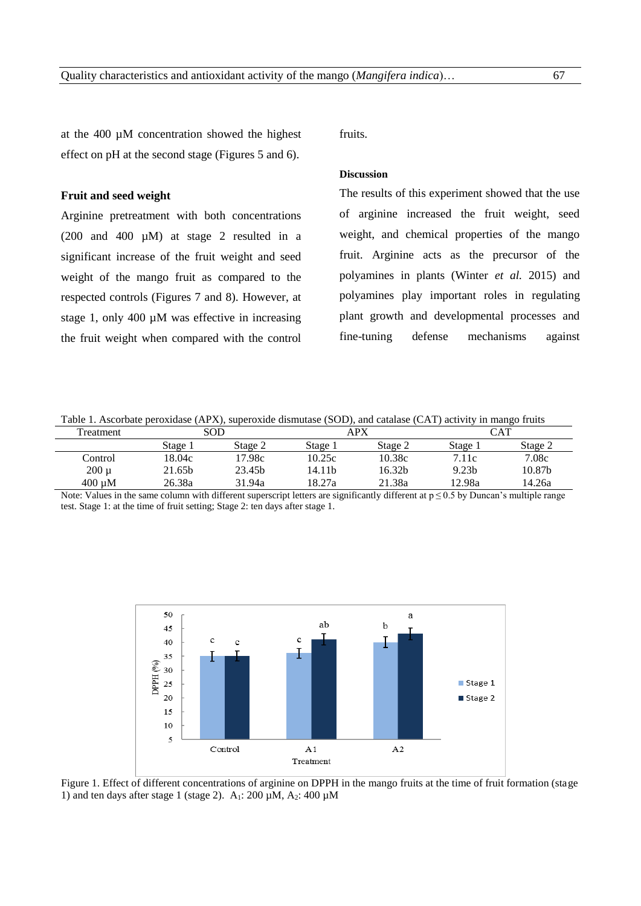at the 400 µM concentration showed the highest effect on pH at the second stage (Figures 5 and 6).

**Fruit and seed weight**

Arginine pretreatment with both concentrations (200 and 400 µM) at stage 2 resulted in a significant increase of the fruit weight and seed weight of the mango fruit as compared to the respected controls (Figures 7 and 8). However, at stage 1, only 400 µM was effective in increasing the fruit weight when compared with the control fruits.

**Discussion**

The results of this experiment showed that the use of arginine increased the fruit weight, seed weight, and chemical properties of the mango fruit. Arginine acts as the precursor of the polyamines in plants (Winter *et al.* 2015) and polyamines play important roles in regulating plant growth and developmental processes and fine-tuning defense mechanisms against

Table 1. Ascorbate peroxidase (APX), superoxide dismutase (SOD), and catalase (CAT) activity in mango fruits

| Treatment | SOD | | APX | | CAT | |
|---|---|---|---|---|---|---|
| | Stage 1 | Stage 2 | Stage 1 | Stage 2 | Stage 1 | Stage 2 |
| Control | 18.04c | 17.98c | 10.25c | 10.38c | 7.11c | 7.08c |
| 200 µ | 21.65b | 23.45b | 14.11b | 16.32b | 9.23b | 10.87b |
| 400 µM | 26.38a | 31.94a | 18.27a | 21.38a | 12.98a | 14.26a |

Note: Values in the same column with different superscript letters are significantly different at p ≤ 0.5 by Duncan's multiple range test. Stage 1: at the time of fruit setting; Stage 2: ten days after stage 1.

Figure 1. Effect of different concentrations of arginine on DPPH in the mango fruits at the time of fruit formation (stage 1) and ten days after stage 1 (stage 2). $A_1$: 200 µM, $A_2$: 400 µM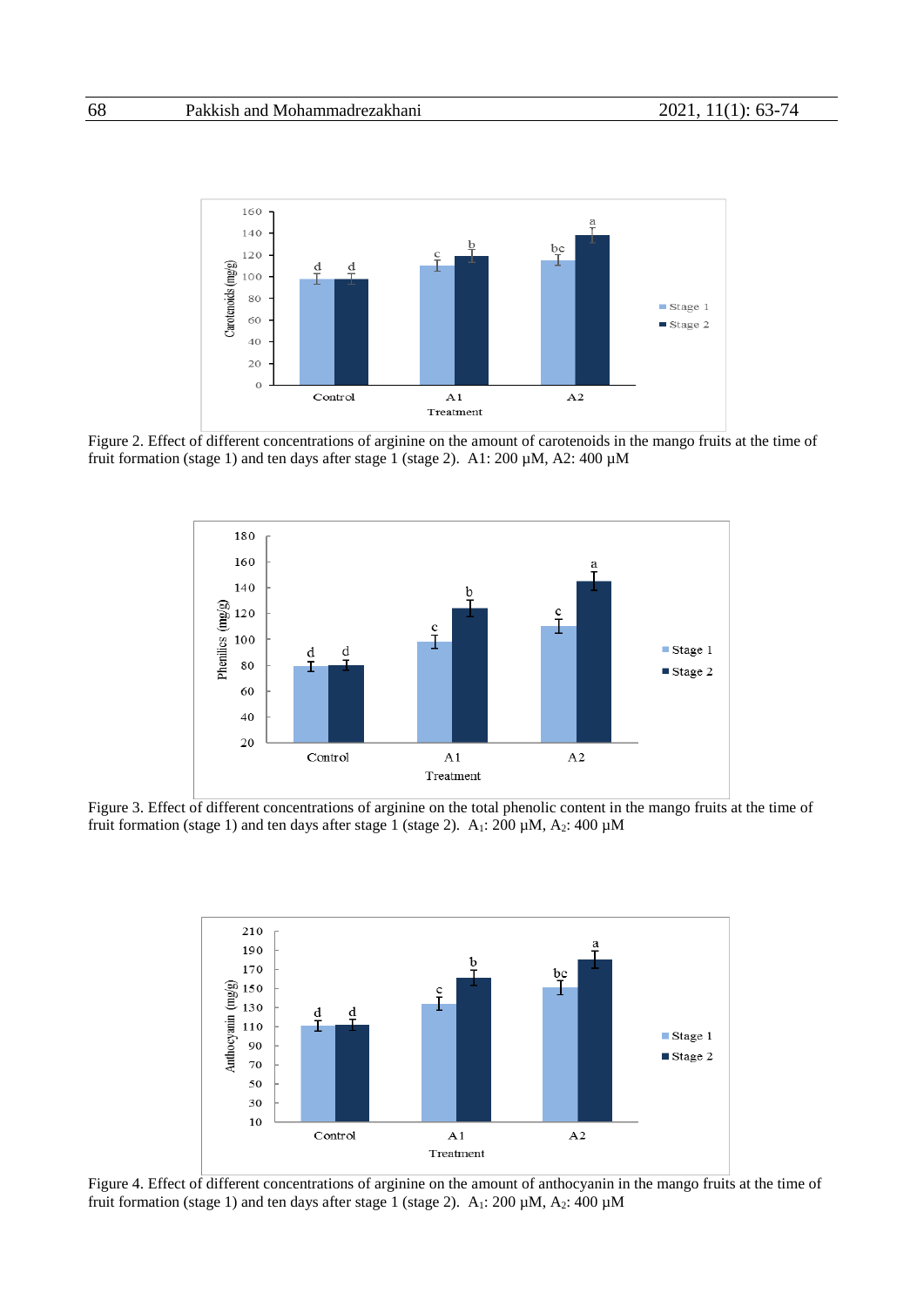Figure 2. Effect of different concentrations of arginine on the amount of carotenoids in the mango fruits at the time of fruit formation (stage 1) and ten days after stage 1 (stage 2). A1: 200 µM, A2: 400 µM

Figure 3. Effect of different concentrations of arginine on the total phenolic content in the mango fruits at the time of fruit formation (stage 1) and ten days after stage 1 (stage 2). $A_1$: 200 µM, $A_2$: 400 µM

Figure 4. Effect of different concentrations of arginine on the amount of anthocyanin in the mango fruits at the time of fruit formation (stage 1) and ten days after stage 1 (stage 2). $A_1$: 200 µM, $A_2$: 400 µM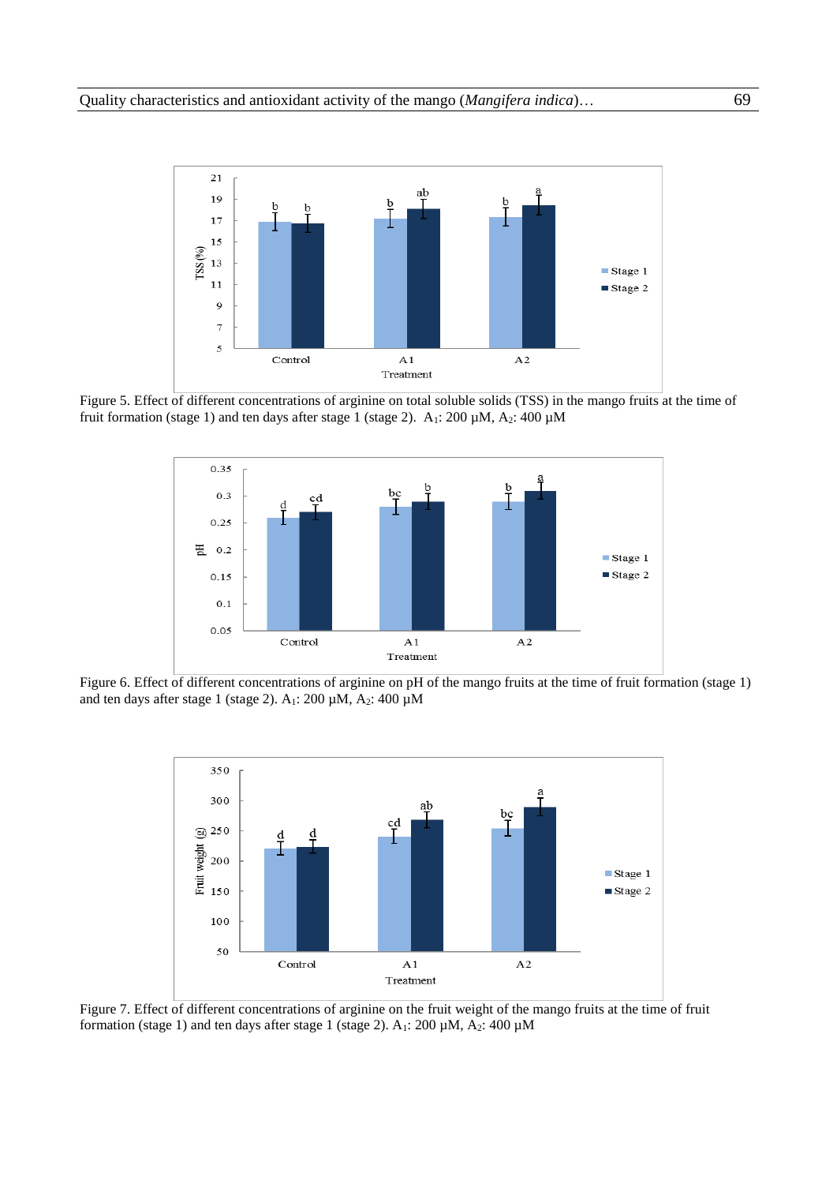Figure 5. Effect of different concentrations of arginine on total soluble solids (TSS) in the mango fruits at the time of fruit formation (stage 1) and ten days after stage 1 (stage 2). $A_1$: 200 µM, $A_2$: 400 µM

Figure 6. Effect of different concentrations of arginine on pH of the mango fruits at the time of fruit formation (stage 1) and ten days after stage 1 (stage 2). $A_1$: 200 µM, $A_2$: 400 µM

Figure 7. Effect of different concentrations of arginine on the fruit weight of the mango fruits at the time of fruit formation (stage 1) and ten days after stage 1 (stage 2). $A_1$: 200 µM, $A_2$: 400 µM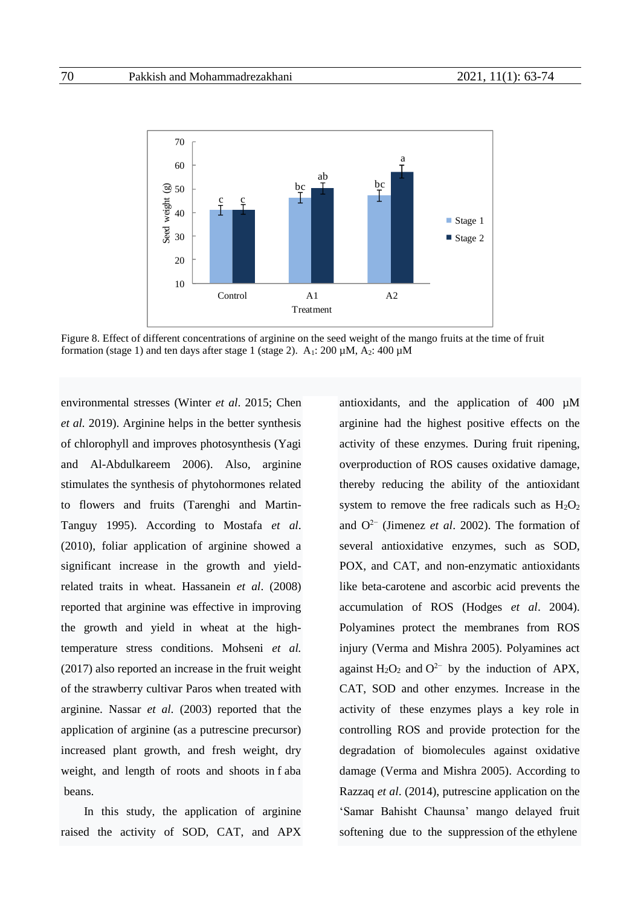Figure 8. Effect of different concentrations of arginine on the seed weight of the mango fruits at the time of fruit formation (stage 1) and ten days after stage 1 (stage 2). $A_1$: 200 µM, $A_2$: 400 µM

environmental stresses (Winter *et al*. 2015; Chen *et al.* 2019). Arginine helps in the better synthesis of chlorophyll and improves photosynthesis (Yagi and Al-Abdulkareem 2006). Also, arginine stimulates the synthesis of phytohormones related to flowers and fruits (Tarenghi and Martin-Tanguy 1995). According to Mostafa *et al*. (2010), foliar application of arginine showed a significant increase in the growth and yield-related traits in wheat. Hassanein *et al*. (2008) reported that arginine was effective in improving the growth and yield in wheat at the high-temperature stress conditions. Mohseni *et al.* (2017) also reported an increase in the fruit weight of the strawberry cultivar Paros when treated with arginine. Nassar *et al.* (2003) reported that the application of arginine (as a putrescine precursor) increased plant growth, and fresh weight, dry weight, and length of roots and shoots in f aba beans.

In this study, the application of arginine raised the activity of SOD, CAT, and APX antioxidants, and the application of 400 µM arginine had the highest positive effects on the activity of these enzymes. During fruit ripening, overproduction of ROS causes oxidative damage, thereby reducing the ability of the antioxidant system to remove the free radicals such as $H_2O_2$ and $O^{2-}$ (Jimenez *et al*. 2002). The formation of several antioxidative enzymes, such as SOD, POX, and CAT, and non-enzymatic antioxidants like beta-carotene and ascorbic acid prevents the accumulation of ROS (Hodges *et al*. 2004). Polyamines protect the membranes from ROS injury (Verma and Mishra 2005). Polyamines act against $H_2O_2$ and $O^{2-}$ by the induction of APX, CAT, SOD and other enzymes. Increase in the activity of these enzymes plays a key role in controlling ROS and provide protection for the degradation of biomolecules against oxidative damage (Verma and Mishra 2005). According to Razzaq *et al*. (2014), putrescine application on the 'Samar Bahisht Chaunsa' mango delayed fruit softening due to the suppression of the ethylene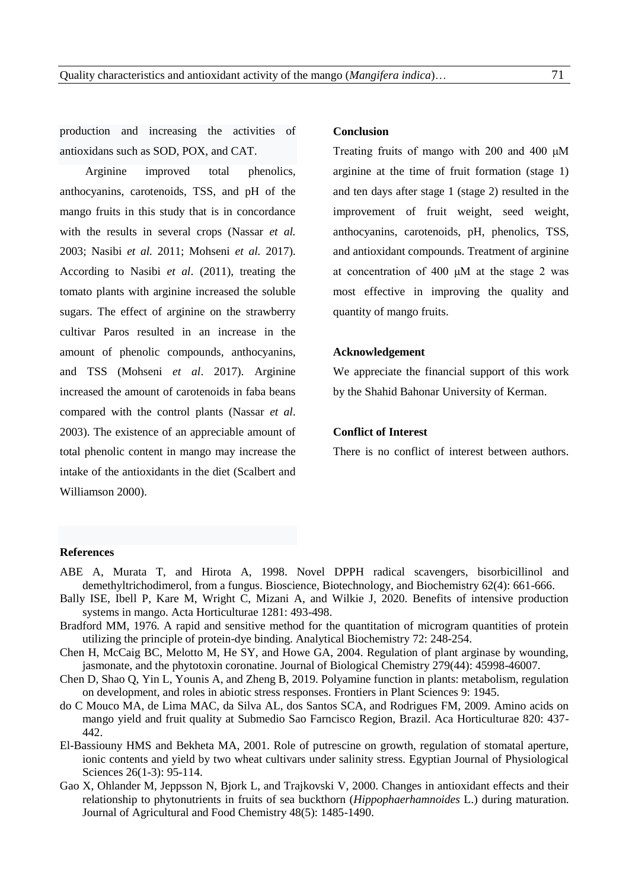production and increasing the activities of antioxidans such as SOD, POX, and CAT.

Arginine improved total phenolics, anthocyanins, carotenoids, TSS, and pH of the mango fruits in this study that is in concordance with the results in several crops (Nassar *et al.* 2003; Nasibi *et al.* 2011; Mohseni *et al.* 2017). According to Nasibi *et al*. (2011), treating the tomato plants with arginine increased the soluble sugars. The effect of arginine on the strawberry cultivar Paros resulted in an increase in the amount of phenolic compounds, anthocyanins, and TSS (Mohseni *et al*. 2017). Arginine increased the amount of carotenoids in faba beans compared with the control plants (Nassar *et al*. 2003). The existence of an appreciable amount of total phenolic content in mango may increase the intake of the antioxidants in the diet (Scalbert and Williamson 2000).

## Conclusion

Treating fruits of mango with 200 and 400 μM arginine at the time of fruit formation (stage 1) and ten days after stage 1 (stage 2) resulted in the improvement of fruit weight, seed weight, anthocyanins, carotenoids, pH, phenolics, TSS, and antioxidant compounds. Treatment of arginine at concentration of 400 μM at the stage 2 was most effective in improving the quality and quantity of mango fruits.

## Acknowledgement

We appreciate the financial support of this work by the Shahid Bahonar University of Kerman.

## Conflict of Interest

There is no conflict of interest between authors.

## References

ABE A, Murata T, and Hirota A, 1998. Novel DPPH radical scavengers, bisorbicillinol and demethyltrichodimerol, from a fungus. Bioscience, Biotechnology, and Biochemistry 62(4): 661-666.

Bally ISE, Ibell P, Kare M, Wright C, Mizani A, and Wilkie J, 2020. Benefits of intensive production systems in mango. Acta Horticulturae 1281: 493-498.

Bradford MM, 1976. A rapid and sensitive method for the quantitation of microgram quantities of protein utilizing the principle of protein-dye binding. Analytical Biochemistry 72: 248-254.

Chen H, McCaig BC, Melotto M, He SY, and Howe GA, 2004. Regulation of plant arginase by wounding, jasmonate, and the phytotoxin coronatine. Journal of Biological Chemistry 279(44): 45998-46007.

Chen D, Shao Q, Yin L, Younis A, and Zheng B, 2019. Polyamine function in plants: metabolism, regulation on development, and roles in abiotic stress responses. Frontiers in Plant Sciences 9: 1945.

do C Mouco MA, de Lima MAC, da Silva AL, dos Santos SCA, and Rodrigues FM, 2009. Amino acids on mango yield and fruit quality at Submedio Sao Farncisco Region, Brazil. Aca Horticulturae 820: 437-442.

El-Bassiouny HMS and Bekheta MA, 2001. Role of putrescine on growth, regulation of stomatal aperture, ionic contents and yield by two wheat cultivars under salinity stress. Egyptian Journal of Physiological Sciences 26(1-3): 95-114.

Gao X, Ohlander M, Jeppsson N, Bjork L, and Trajkovski V, 2000. Changes in antioxidant effects and their relationship to phytonutrients in fruits of sea buckthorn (*Hippophaerhamnoides* L.) during maturation. Journal of Agricultural and Food Chemistry 48(5): 1485-1490.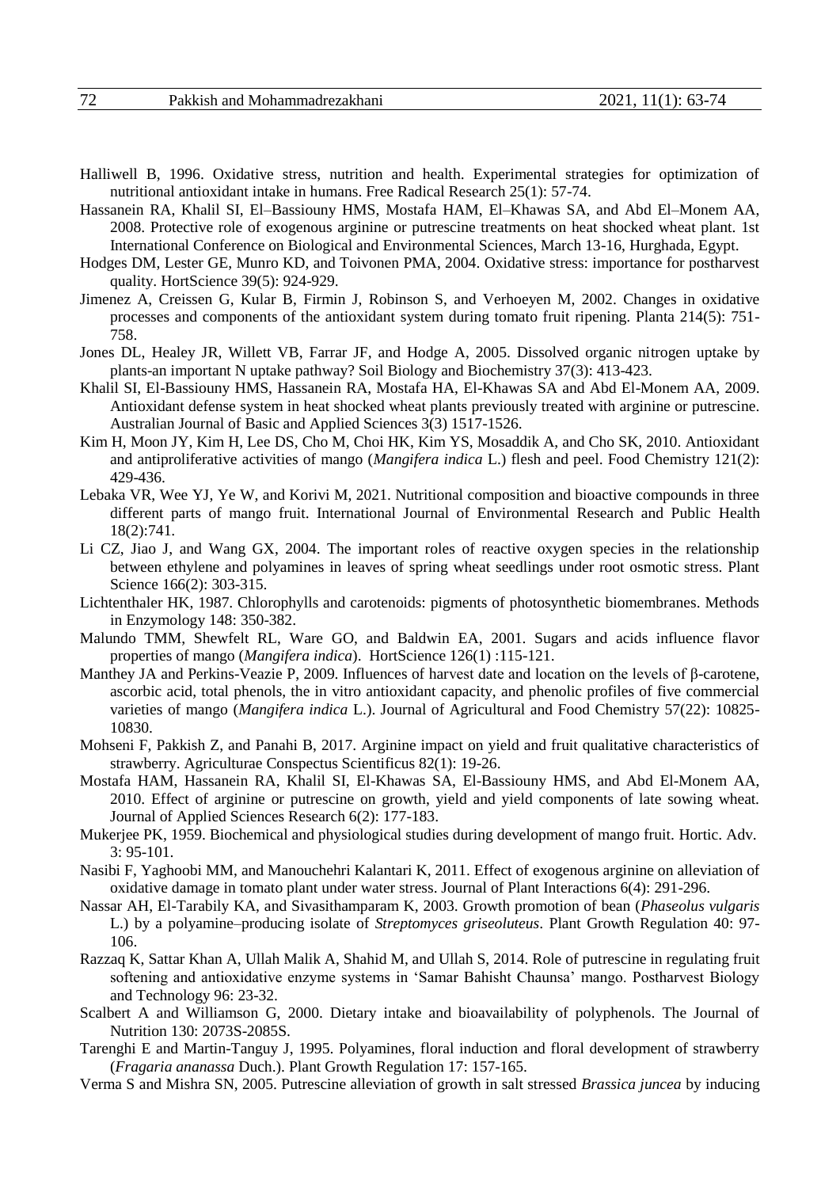Halliwell B, 1996. Oxidative stress, nutrition and health. Experimental strategies for optimization of nutritional antioxidant intake in humans. Free Radical Research 25(1): 57-74.

Hassanein RA, Khalil SI, El–Bassiouny HMS, Mostafa HAM, El–Khawas SA, and Abd El–Monem AA, 2008. Protective role of exogenous arginine or putrescine treatments on heat shocked wheat plant. 1st International Conference on Biological and Environmental Sciences, March 13-16, Hurghada, Egypt.

Hodges DM, Lester GE, Munro KD, and Toivonen PMA, 2004. Oxidative stress: importance for postharvest quality. HortScience 39(5): 924-929.

Jimenez A, Creissen G, Kular B, Firmin J, Robinson S, and Verhoeyen M, 2002. Changes in oxidative processes and components of the antioxidant system during tomato fruit ripening. Planta 214(5): 751-758.

Jones DL, Healey JR, Willett VB, Farrar JF, and Hodge A, 2005. Dissolved organic nitrogen uptake by plants-an important N uptake pathway? Soil Biology and Biochemistry 37(3): 413-423.

Khalil SI, El-Bassiouny HMS, Hassanein RA, Mostafa HA, El-Khawas SA and Abd El-Monem AA, 2009. Antioxidant defense system in heat shocked wheat plants previously treated with arginine or putrescine. Australian Journal of Basic and Applied Sciences 3(3) 1517-1526.

Kim H, Moon JY, Kim H, Lee DS, Cho M, Choi HK, Kim YS, Mosaddik A, and Cho SK, 2010. Antioxidant and antiproliferative activities of mango (*Mangifera indica* L.) flesh and peel. Food Chemistry 121(2): 429-436.

Lebaka VR, Wee YJ, Ye W, and Korivi M, 2021. Nutritional composition and bioactive compounds in three different parts of mango fruit. International Journal of Environmental Research and Public Health 18(2):741.

Li CZ, Jiao J, and Wang GX, 2004. The important roles of reactive oxygen species in the relationship between ethylene and polyamines in leaves of spring wheat seedlings under root osmotic stress. Plant Science 166(2): 303-315.

Lichtenthaler HK, 1987. Chlorophylls and carotenoids: pigments of photosynthetic biomembranes. Methods in Enzymology 148: 350-382.

Malundo TMM, Shewfelt RL, Ware GO, and Baldwin EA, 2001. Sugars and acids influence flavor properties of mango (*Mangifera indica*). HortScience 126(1) :115-121.

Manthey JA and Perkins-Veazie P, 2009. Influences of harvest date and location on the levels of β-carotene, ascorbic acid, total phenols, the in vitro antioxidant capacity, and phenolic profiles of five commercial varieties of mango (*Mangifera indica* L.). Journal of Agricultural and Food Chemistry 57(22): 10825-10830.

Mohseni F, Pakkish Z, and Panahi B, 2017. Arginine impact on yield and fruit qualitative characteristics of strawberry. Agriculturae Conspectus Scientificus 82(1): 19-26.

Mostafa HAM, Hassanein RA, Khalil SI, El-Khawas SA, El-Bassiouny HMS, and Abd El-Monem AA, 2010. Effect of arginine or putrescine on growth, yield and yield components of late sowing wheat. Journal of Applied Sciences Research 6(2): 177-183.

Mukerjee PK, 1959. Biochemical and physiological studies during development of mango fruit. Hortic. Adv. 3: 95-101.

Nasibi F, Yaghoobi MM, and Manouchehri Kalantari K, 2011. Effect of exogenous arginine on alleviation of oxidative damage in tomato plant under water stress. Journal of Plant Interactions 6(4): 291-296.

Nassar AH, El-Tarabily KA, and Sivasithamparam K, 2003. Growth promotion of bean (*Phaseolus vulgaris* L.) by a polyamine–producing isolate of *Streptomyces griseoluteus*. Plant Growth Regulation 40: 97-106.

Razzaq K, Sattar Khan A, Ullah Malik A, Shahid M, and Ullah S, 2014. Role of putrescine in regulating fruit softening and antioxidative enzyme systems in 'Samar Bahisht Chaunsa' mango. Postharvest Biology and Technology 96: 23-32.

Scalbert A and Williamson G, 2000. Dietary intake and bioavailability of polyphenols. The Journal of Nutrition 130: 2073S-2085S.

Tarenghi E and Martin-Tanguy J, 1995. Polyamines, floral induction and floral development of strawberry (*Fragaria ananassa* Duch.). Plant Growth Regulation 17: 157-165.

Verma S and Mishra SN, 2005. Putrescine alleviation of growth in salt stressed *Brassica juncea* by inducing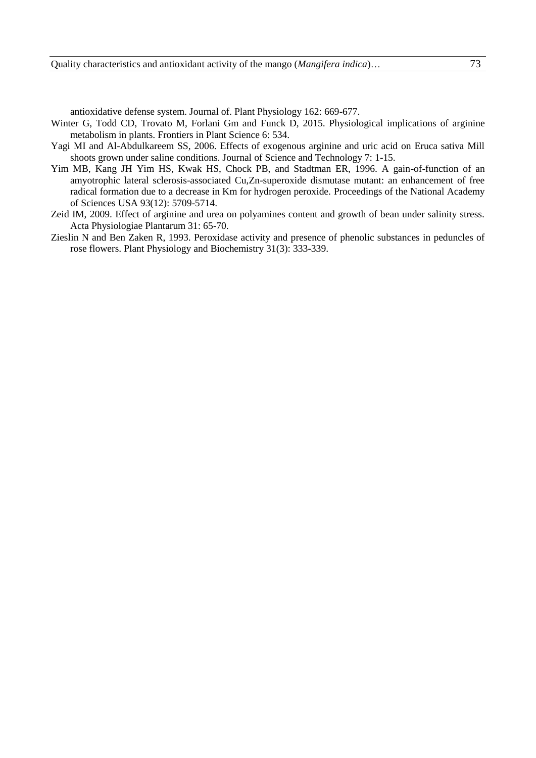antioxidative defense system. Journal of. Plant Physiology 162: 669-677.

Winter G, Todd CD, Trovato M, Forlani Gm and Funck D, 2015. Physiological implications of arginine metabolism in plants. Frontiers in Plant Science 6: 534.

Yagi MI and Al-Abdulkareem SS, 2006. Effects of exogenous arginine and uric acid on Eruca sativa Mill shoots grown under saline conditions. Journal of Science and Technology 7: 1-15.

Yim MB, Kang JH Yim HS, Kwak HS, Chock PB, and Stadtman ER, 1996. A gain-of-function of an amyotrophic lateral sclerosis-associated Cu,Zn-superoxide dismutase mutant: an enhancement of free radical formation due to a decrease in Km for hydrogen peroxide. Proceedings of the National Academy of Sciences USA 93(12): 5709-5714.

Zeid IM, 2009. Effect of arginine and urea on polyamines content and growth of bean under salinity stress. Acta Physiologiae Plantarum 31: 65-70.

Zieslin N and Ben Zaken R, 1993. Peroxidase activity and presence of phenolic substances in peduncles of rose flowers. Plant Physiology and Biochemistry 31(3): 333-339.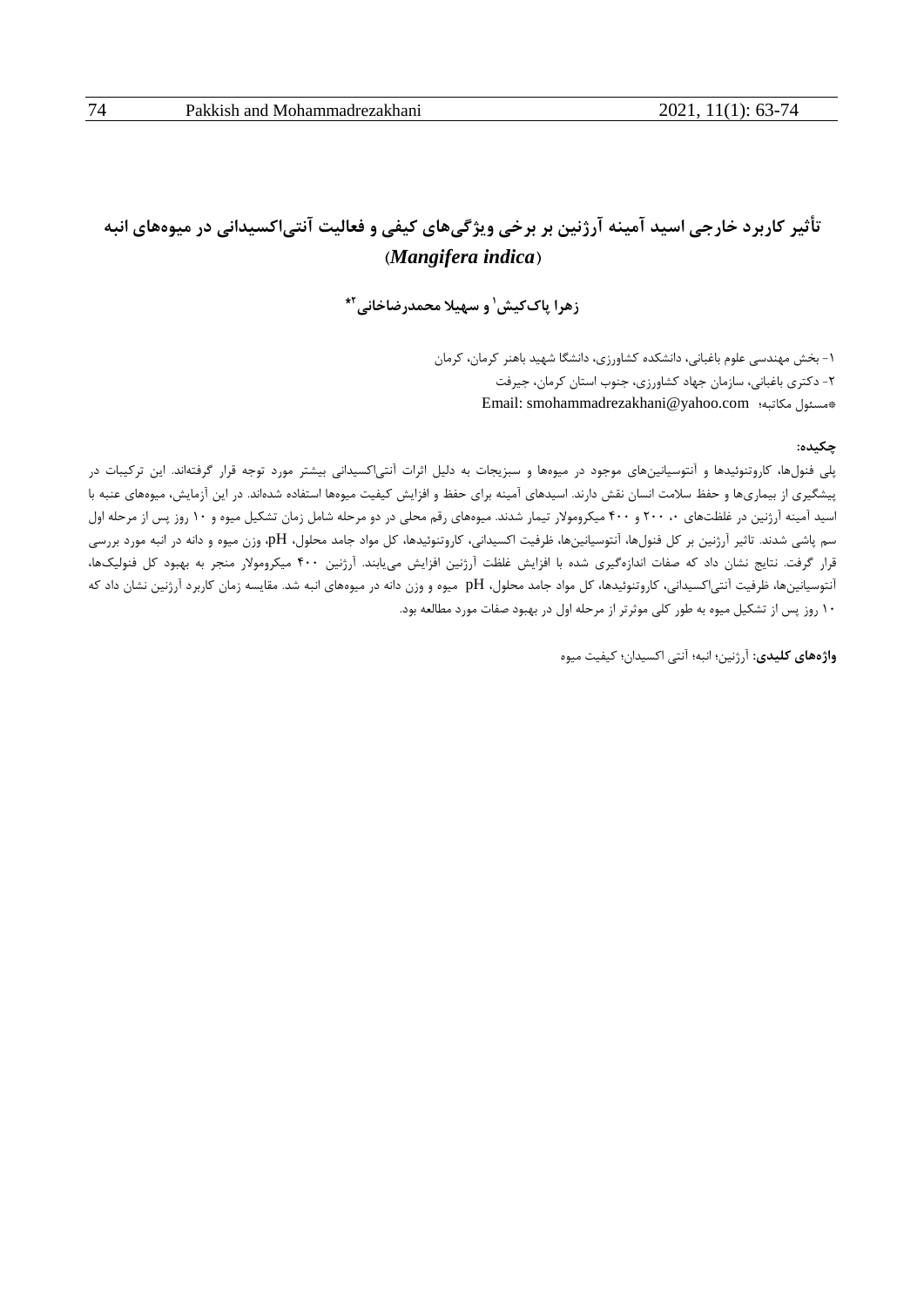# تأثیر کاربرد خارجی اسید آمینه آرژنین بر برخی ویژگی‌های کیفی و فعالیت آنتی‌اکسیدانی در میوه‌های انبه (*Mangifera indica*)

**زهرا پاک‌کیش[1] و سهیلا محمدرضاخانی[2]***

۱- بخش مهندسی علوم باغبانی، دانشکده کشاورزی، دانشگا شهید باهنر کرمان، کرمان

۲- دکتری باغبانی، سازمان جهاد کشاورزی، جنوب استان کرمان، جیرفت

*مسئول مکاتبه؛ Email: smohammadrezakhani@yahoo.com

**چکیده:**

پلی فنول‌ها، کاروتنوئیدها و آنتوسیانین‌های موجود در میوه‌ها و سبزیجات به دلیل اثرات آنتی‌اکسیدانی بیشتر مورد توجه قرار گرفته‌اند. این ترکیبات در پیشگیری از بیماری‌ها و حفظ سلامت انسان نقش دارند. اسیدهای آمینه برای حفظ و افزایش کیفیت میوه‌ها استفاده شده‌اند. در این آزمایش، میوه‌های عنبه با اسید آمینه آرژنین در غلظت‌های ۰، ۲۰۰ و ۴۰۰ میکرومولار تیمار شدند. میوه‌های رقم محلی در دو مرحله شامل زمان تشکیل میوه و ۱۰ روز پس از مرحله اول سم پاشی شدند. تاثیر آرژنین بر کل فنول‌ها، آنتوسیانین‌ها، ظرفیت اکسیدانی، کاروتنوئیدها، کل مواد جامد محلول، pH، وزن میوه و دانه در انبه مورد بررسی قرار گرفت. نتایج نشان داد که صفات اندازه‌گیری شده با افزایش غلظت آرژنین افزایش می‌یابند. آرژنین ۴۰۰ میکرومولار منجر به بهبود کل فنولیک‌ها، آنتوسیانین‌ها، ظرفیت آنتی‌اکسیدانی، کاروتنوئیدها، کل مواد جامد محلول، pH میوه و وزن میوه و وزن دانه در میوه‌های انبه شد. مقایسه زمان کاربرد آرژنین نشان داد که ۱۰ روز پس از تشکیل میوه به طور کلی موثرتر از مرحله اول در بهبود صفات مورد مطالعه بود.

**واژه‌های کلیدی:** آرژنین؛ انبه؛ آنتی اکسیدان؛ کیفیت میوه